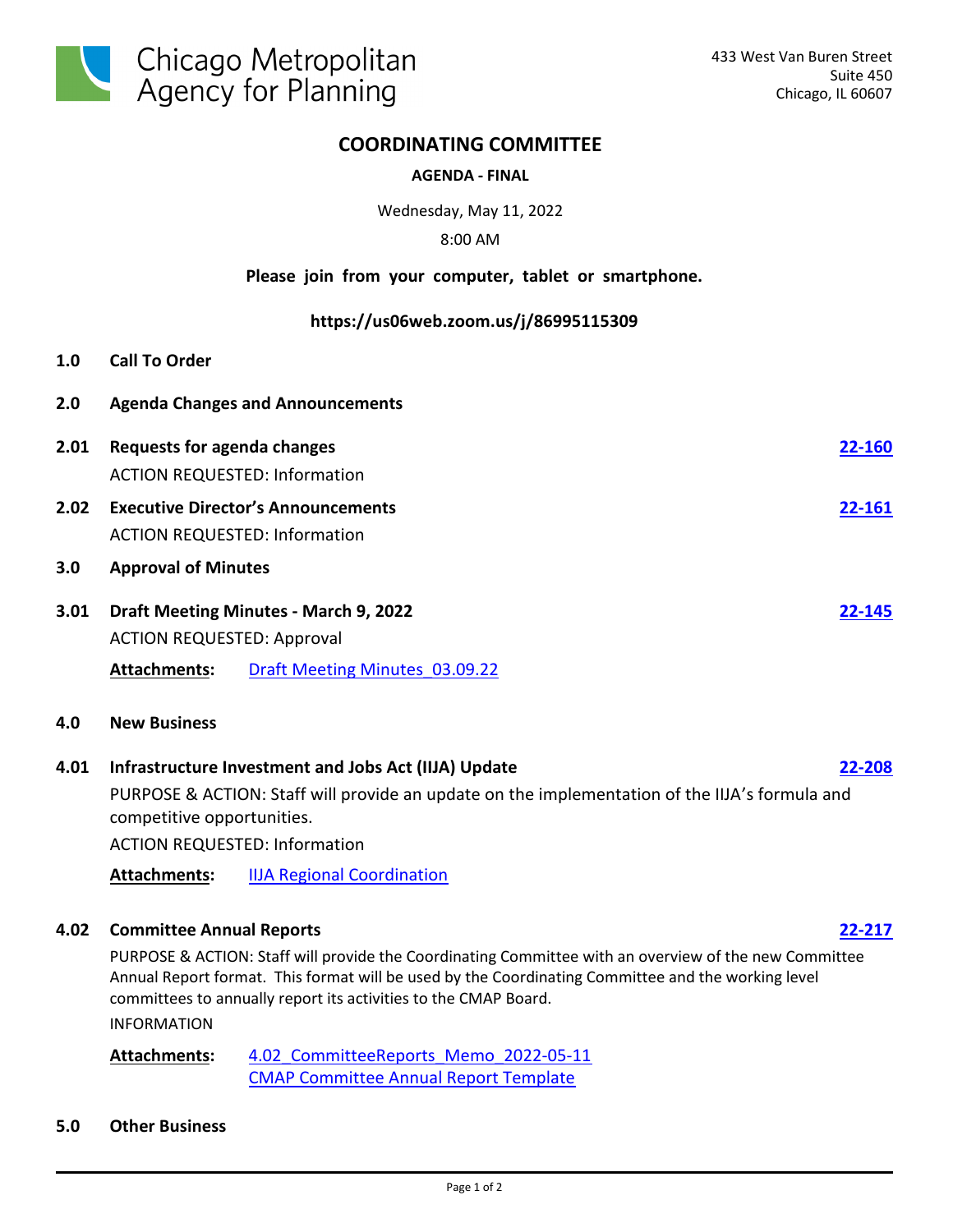Chicago Metropolitan Agency for Planning

433 West Van Buren Street
Suite 450
Chicago, IL 60607

# COORDINATING COMMITTEE

**AGENDA - FINAL**

Wednesday, May 11, 2022

8:00 AM

**Please join from your computer, tablet or smartphone.**

**https://us06web.zoom.us/j/86995115309**

**1.0 Call To Order**

**2.0 Agenda Changes and Announcements**

**2.01 Requests for agenda changes** — **22-160**

ACTION REQUESTED: Information

**2.02 Executive Director's Announcements** — **22-161**

ACTION REQUESTED: Information

**3.0 Approval of Minutes**

**3.01 Draft Meeting Minutes - March 9, 2022** — **22-145**

ACTION REQUESTED: Approval

**Attachments:** Draft Meeting Minutes_03.09.22

**4.0 New Business**

**4.01 Infrastructure Investment and Jobs Act (IIJA) Update** — **22-208**

PURPOSE & ACTION: Staff will provide an update on the implementation of the IIJA's formula and competitive opportunities.

ACTION REQUESTED: Information

**Attachments:** IIJA Regional Coordination

**4.02 Committee Annual Reports** — **22-217**

PURPOSE & ACTION: Staff will provide the Coordinating Committee with an overview of the new Committee Annual Report format. This format will be used by the Coordinating Committee and the working level committees to annually report its activities to the CMAP Board.

INFORMATION

**Attachments:** 4.02_CommitteeReports_Memo_2022-05-11
CMAP Committee Annual Report Template

**5.0 Other Business**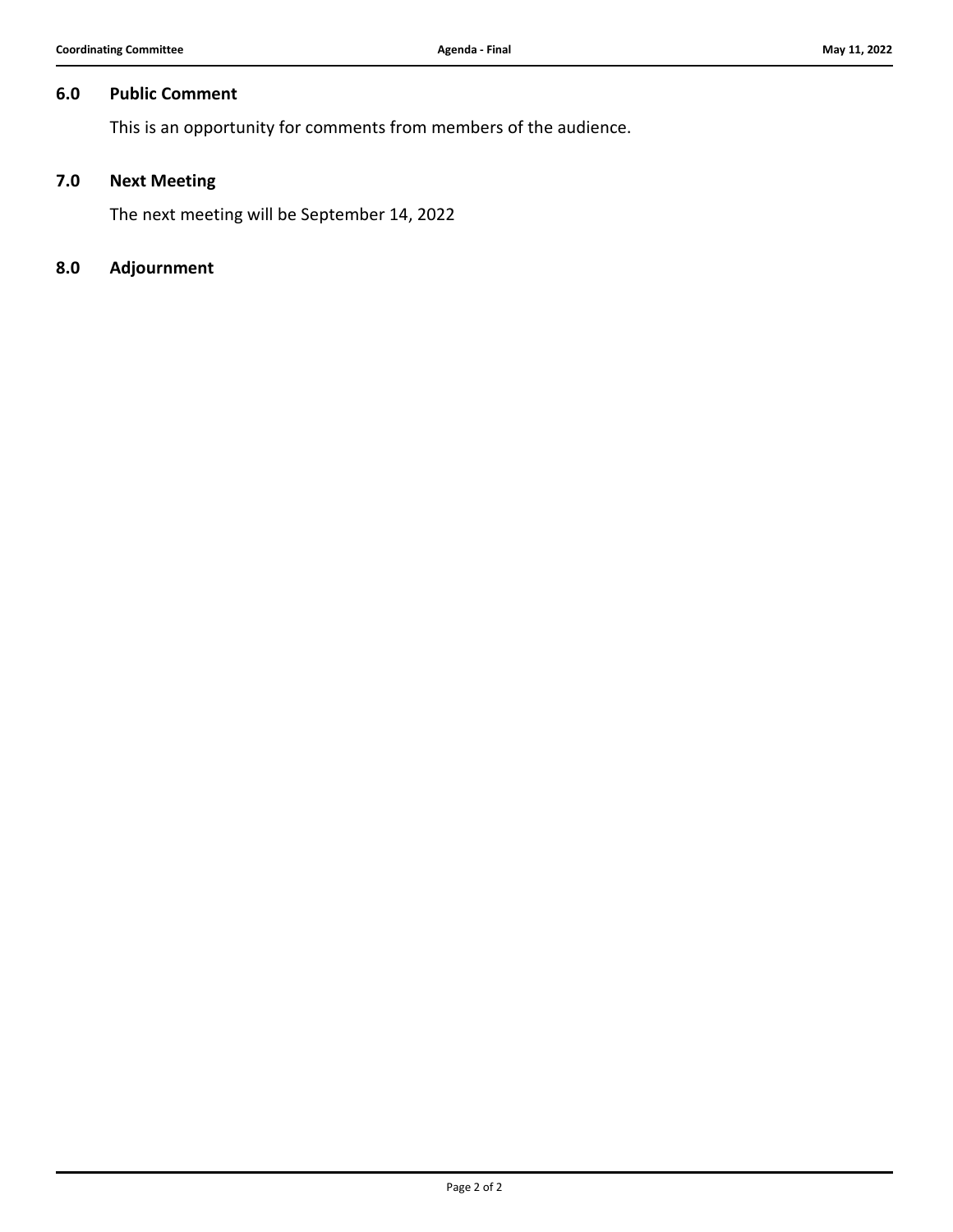## 6.0 Public Comment

This is an opportunity for comments from members of the audience.

## 7.0 Next Meeting

The next meeting will be September 14, 2022

## 8.0 Adjournment